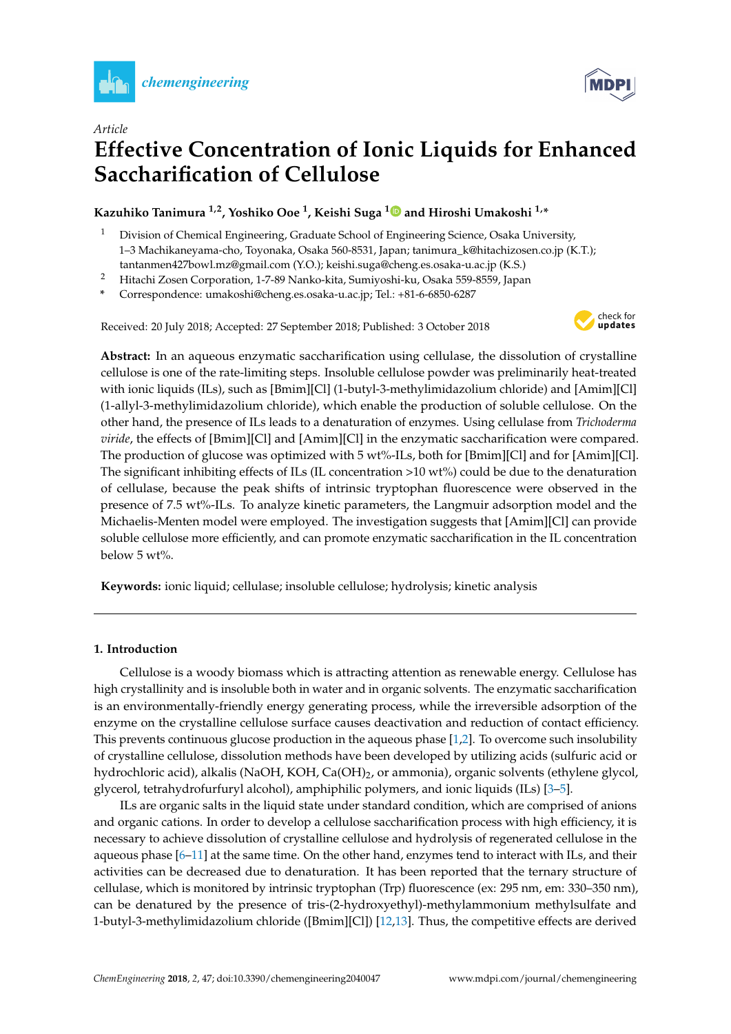*Article*

# Effective Concentration of Ionic Liquids for Enhanced Saccharification of Cellulose

**Kazuhiko Tanimura [1,2], Yoshiko Ooe [1], Keishi Suga [1] and Hiroshi Umakoshi [1,*]**

[1] Division of Chemical Engineering, Graduate School of Engineering Science, Osaka University, 1–3 Machikaneyama-cho, Toyonaka, Osaka 560-8531, Japan; tanimura_k@hitachizosen.co.jp (K.T.); tantanmen427bowl.mz@gmail.com (Y.O.); keishi.suga@cheng.es.osaka-u.ac.jp (K.S.)

[2] Hitachi Zosen Corporation, 1-7-89 Nanko-kita, Sumiyoshi-ku, Osaka 559-8559, Japan

* Correspondence: umakoshi@cheng.es.osaka-u.ac.jp; Tel.: +81-6-6850-6287

Received: 20 July 2018; Accepted: 27 September 2018; Published: 3 October 2018

**Abstract:** In an aqueous enzymatic saccharification using cellulase, the dissolution of crystalline cellulose is one of the rate-limiting steps. Insoluble cellulose powder was preliminarily heat-treated with ionic liquids (ILs), such as [Bmim][Cl] (1-butyl-3-methylimidazolium chloride) and [Amim][Cl] (1-allyl-3-methylimidazolium chloride), which enable the production of soluble cellulose. On the other hand, the presence of ILs leads to a denaturation of enzymes. Using cellulase from *Trichoderma viride*, the effects of [Bmim][Cl] and [Amim][Cl] in the enzymatic saccharification were compared. The production of glucose was optimized with 5 wt%-ILs, both for [Bmim][Cl] and for [Amim][Cl]. The significant inhibiting effects of ILs (IL concentration >10 wt%) could be due to the denaturation of cellulase, because the peak shifts of intrinsic tryptophan fluorescence were observed in the presence of 7.5 wt%-ILs. To analyze kinetic parameters, the Langmuir adsorption model and the Michaelis-Menten model were employed. The investigation suggests that [Amim][Cl] can provide soluble cellulose more efficiently, and can promote enzymatic saccharification in the IL concentration below 5 wt%.

**Keywords:** ionic liquid; cellulase; insoluble cellulose; hydrolysis; kinetic analysis

## 1. Introduction

Cellulose is a woody biomass which is attracting attention as renewable energy. Cellulose has high crystallinity and is insoluble both in water and in organic solvents. The enzymatic saccharification is an environmentally-friendly energy generating process, while the irreversible adsorption of the enzyme on the crystalline cellulose surface causes deactivation and reduction of contact efficiency. This prevents continuous glucose production in the aqueous phase [1,2]. To overcome such insolubility of crystalline cellulose, dissolution methods have been developed by utilizing acids (sulfuric acid or hydrochloric acid), alkalis (NaOH, KOH, $Ca(OH)_2$, or ammonia), organic solvents (ethylene glycol, glycerol, tetrahydrofurfuryl alcohol), amphiphilic polymers, and ionic liquids (ILs) [3–5].

ILs are organic salts in the liquid state under standard condition, which are comprised of anions and organic cations. In order to develop a cellulose saccharification process with high efficiency, it is necessary to achieve dissolution of crystalline cellulose and hydrolysis of regenerated cellulose in the aqueous phase [6–11] at the same time. On the other hand, enzymes tend to interact with ILs, and their activities can be decreased due to denaturation. It has been reported that the ternary structure of cellulase, which is monitored by intrinsic tryptophan (Trp) fluorescence (ex: 295 nm, em: 330–350 nm), can be denatured by the presence of tris-(2-hydroxyethyl)-methylammonium methylsulfate and 1-butyl-3-methylimidazolium chloride ([Bmim][Cl]) [12,13]. Thus, the competitive effects are derived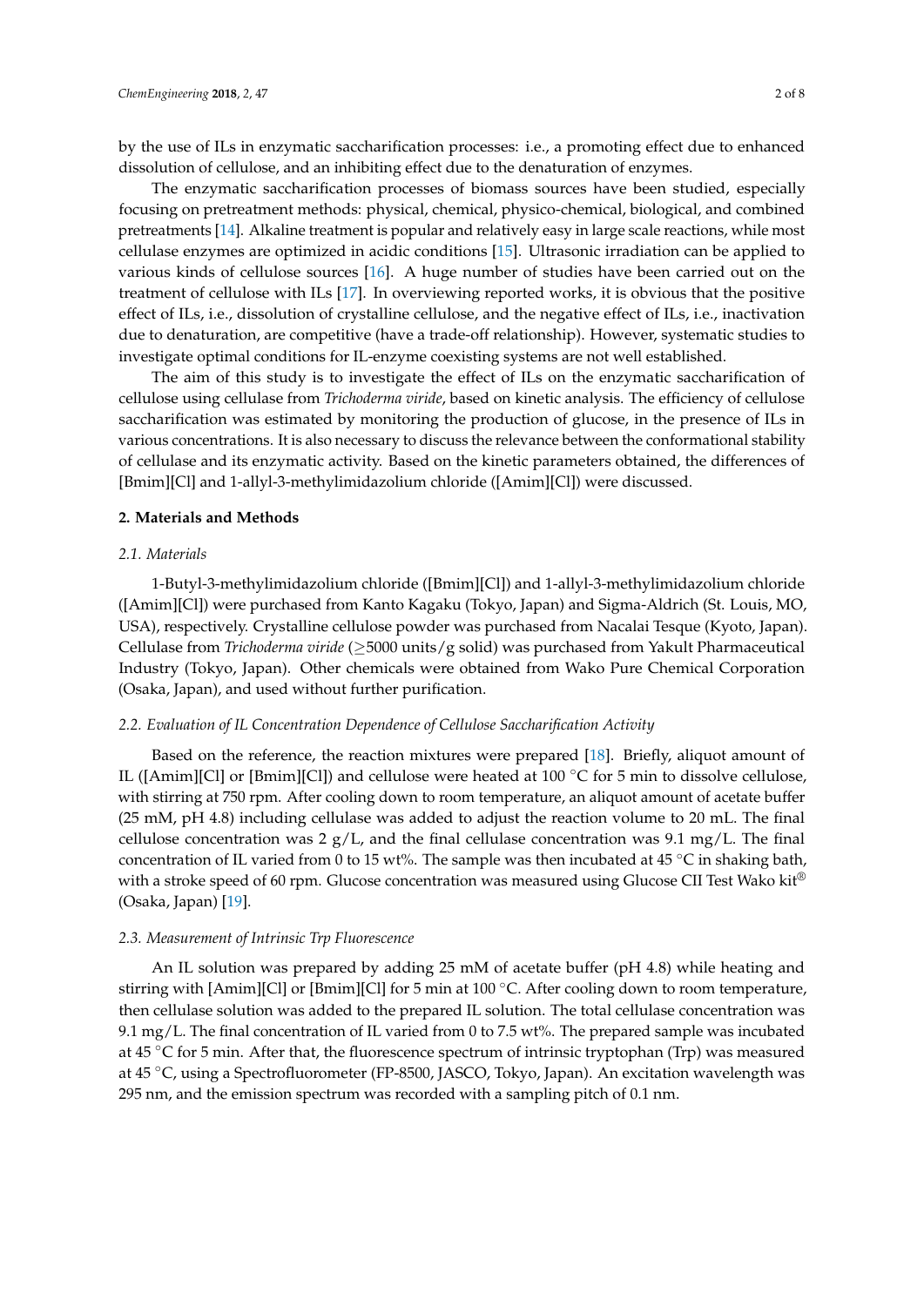by the use of ILs in enzymatic saccharification processes: i.e., a promoting effect due to enhanced dissolution of cellulose, and an inhibiting effect due to the denaturation of enzymes.

The enzymatic saccharification processes of biomass sources have been studied, especially focusing on pretreatment methods: physical, chemical, physico-chemical, biological, and combined pretreatments [14]. Alkaline treatment is popular and relatively easy in large scale reactions, while most cellulase enzymes are optimized in acidic conditions [15]. Ultrasonic irradiation can be applied to various kinds of cellulose sources [16]. A huge number of studies have been carried out on the treatment of cellulose with ILs [17]. In overviewing reported works, it is obvious that the positive effect of ILs, i.e., dissolution of crystalline cellulose, and the negative effect of ILs, i.e., inactivation due to denaturation, are competitive (have a trade-off relationship). However, systematic studies to investigate optimal conditions for IL-enzyme coexisting systems are not well established.

The aim of this study is to investigate the effect of ILs on the enzymatic saccharification of cellulose using cellulase from *Trichoderma viride*, based on kinetic analysis. The efficiency of cellulose saccharification was estimated by monitoring the production of glucose, in the presence of ILs in various concentrations. It is also necessary to discuss the relevance between the conformational stability of cellulase and its enzymatic activity. Based on the kinetic parameters obtained, the differences of [Bmim][Cl] and 1-allyl-3-methylimidazolium chloride ([Amim][Cl]) were discussed.

## 2. Materials and Methods

### 2.1. Materials

1-Butyl-3-methylimidazolium chloride ([Bmim][Cl]) and 1-allyl-3-methylimidazolium chloride ([Amim][Cl]) were purchased from Kanto Kagaku (Tokyo, Japan) and Sigma-Aldrich (St. Louis, MO, USA), respectively. Crystalline cellulose powder was purchased from Nacalai Tesque (Kyoto, Japan). Cellulase from *Trichoderma viride* (≥5000 units/g solid) was purchased from Yakult Pharmaceutical Industry (Tokyo, Japan). Other chemicals were obtained from Wako Pure Chemical Corporation (Osaka, Japan), and used without further purification.

### 2.2. Evaluation of IL Concentration Dependence of Cellulose Saccharification Activity

Based on the reference, the reaction mixtures were prepared [18]. Briefly, aliquot amount of IL ([Amim][Cl] or [Bmim][Cl]) and cellulose were heated at 100 °C for 5 min to dissolve cellulose, with stirring at 750 rpm. After cooling down to room temperature, an aliquot amount of acetate buffer (25 mM, pH 4.8) including cellulase was added to adjust the reaction volume to 20 mL. The final cellulose concentration was 2 g/L, and the final cellulase concentration was 9.1 mg/L. The final concentration of IL varied from 0 to 15 wt%. The sample was then incubated at 45 °C in shaking bath, with a stroke speed of 60 rpm. Glucose concentration was measured using Glucose CII Test Wako kit® (Osaka, Japan) [19].

### 2.3. Measurement of Intrinsic Trp Fluorescence

An IL solution was prepared by adding 25 mM of acetate buffer (pH 4.8) while heating and stirring with [Amim][Cl] or [Bmim][Cl] for 5 min at 100 °C. After cooling down to room temperature, then cellulase solution was added to the prepared IL solution. The total cellulase concentration was 9.1 mg/L. The final concentration of IL varied from 0 to 7.5 wt%. The prepared sample was incubated at 45 °C for 5 min. After that, the fluorescence spectrum of intrinsic tryptophan (Trp) was measured at 45 °C, using a Spectrofluorometer (FP-8500, JASCO, Tokyo, Japan). An excitation wavelength was 295 nm, and the emission spectrum was recorded with a sampling pitch of 0.1 nm.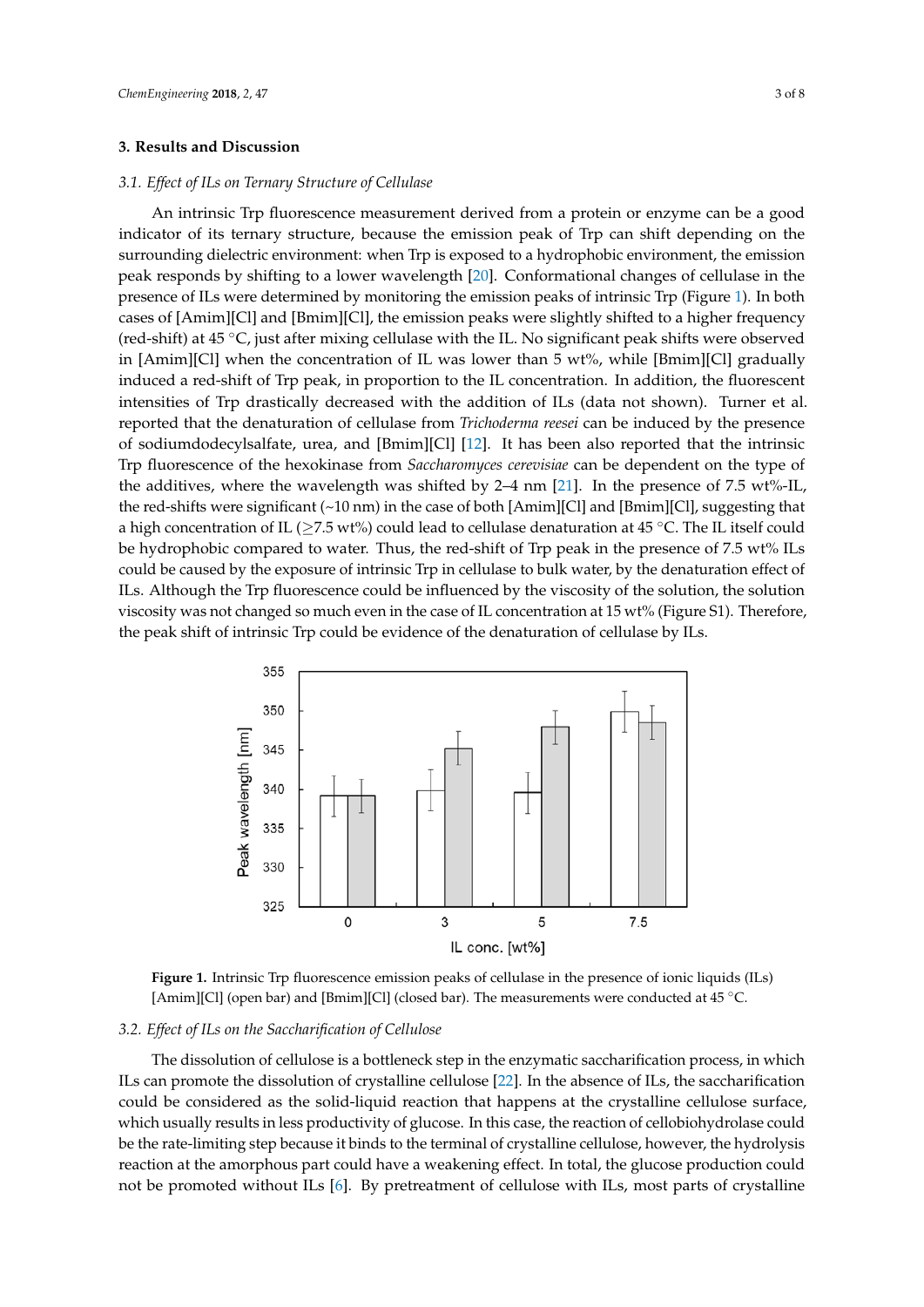## 3. Results and Discussion

### 3.1. Effect of ILs on Ternary Structure of Cellulase

An intrinsic Trp fluorescence measurement derived from a protein or enzyme can be a good indicator of its ternary structure, because the emission peak of Trp can shift depending on the surrounding dielectric environment: when Trp is exposed to a hydrophobic environment, the emission peak responds by shifting to a lower wavelength [20]. Conformational changes of cellulase in the presence of ILs were determined by monitoring the emission peaks of intrinsic Trp (Figure 1). In both cases of [Amim][Cl] and [Bmim][Cl], the emission peaks were slightly shifted to a higher frequency (red-shift) at 45 °C, just after mixing cellulase with the IL. No significant peak shifts were observed in [Amim][Cl] when the concentration of IL was lower than 5 wt%, while [Bmim][Cl] gradually induced a red-shift of Trp peak, in proportion to the IL concentration. In addition, the fluorescent intensities of Trp drastically decreased with the addition of ILs (data not shown). Turner et al. reported that the denaturation of cellulase from *Trichoderma reesei* can be induced by the presence of sodiumdodecylsalfate, urea, and [Bmim][Cl] [12]. It has been also reported that the intrinsic Trp fluorescence of the hexokinase from *Saccharomyces cerevisiae* can be dependent on the type of the additives, where the wavelength was shifted by 2–4 nm [21]. In the presence of 7.5 wt%-IL, the red-shifts were significant (~10 nm) in the case of both [Amim][Cl] and [Bmim][Cl], suggesting that a high concentration of IL (≥7.5 wt%) could lead to cellulase denaturation at 45 °C. The IL itself could be hydrophobic compared to water. Thus, the red-shift of Trp peak in the presence of 7.5 wt% ILs could be caused by the exposure of intrinsic Trp in cellulase to bulk water, by the denaturation effect of ILs. Although the Trp fluorescence could be influenced by the viscosity of the solution, the solution viscosity was not changed so much even in the case of IL concentration at 15 wt% (Figure S1). Therefore, the peak shift of intrinsic Trp could be evidence of the denaturation of cellulase by ILs.

**Figure 1.** Intrinsic Trp fluorescence emission peaks of cellulase in the presence of ionic liquids (ILs) [Amim][Cl] (open bar) and [Bmim][Cl] (closed bar). The measurements were conducted at 45 °C.

### 3.2. Effect of ILs on the Saccharification of Cellulose

The dissolution of cellulose is a bottleneck step in the enzymatic saccharification process, in which ILs can promote the dissolution of crystalline cellulose [22]. In the absence of ILs, the saccharification could be considered as the solid-liquid reaction that happens at the crystalline cellulose surface, which usually results in less productivity of glucose. In this case, the reaction of cellobiohydrolase could be the rate-limiting step because it binds to the terminal of crystalline cellulose, however, the hydrolysis reaction at the amorphous part could have a weakening effect. In total, the glucose production could not be promoted without ILs [6]. By pretreatment of cellulose with ILs, most parts of crystalline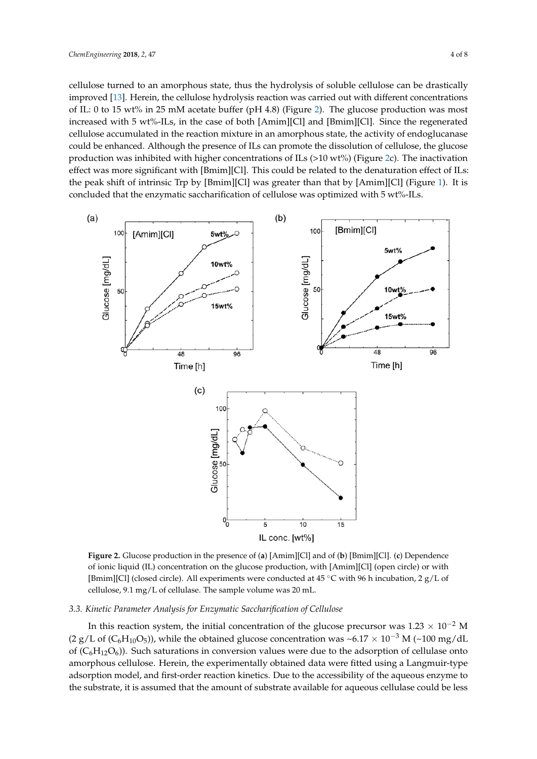cellulose turned to an amorphous state, thus the hydrolysis of soluble cellulose can be drastically improved [13]. Herein, the cellulose hydrolysis reaction was carried out with different concentrations of IL: 0 to 15 wt% in 25 mM acetate buffer (pH 4.8) (Figure 2). The glucose production was most increased with 5 wt%-ILs, in the case of both [Amim][Cl] and [Bmim][Cl]. Since the regenerated cellulose accumulated in the reaction mixture in an amorphous state, the activity of endoglucanase could be enhanced. Although the presence of ILs can promote the dissolution of cellulose, the glucose production was inhibited with higher concentrations of ILs (>10 wt%) (Figure 2c). The inactivation effect was more significant with [Bmim][Cl]. This could be related to the denaturation effect of ILs: the peak shift of intrinsic Trp by [Bmim][Cl] was greater than that by [Amim][Cl] (Figure 1). It is concluded that the enzymatic saccharification of cellulose was optimized with 5 wt%-ILs.

**Figure 2.** Glucose production in the presence of (**a**) [Amim][Cl] and of (**b**) [Bmim][Cl]. (**c**) Dependence of ionic liquid (IL) concentration on the glucose production, with [Amim][Cl] (open circle) or with [Bmim][Cl] (closed circle). All experiments were conducted at 45 °C with 96 h incubation, 2 g/L of cellulose, 9.1 mg/L of cellulase. The sample volume was 20 mL.

### 3.3. Kinetic Parameter Analysis for Enzymatic Saccharification of Cellulose

In this reaction system, the initial concentration of the glucose precursor was $1.23 \times 10^{-2}$ M (2 g/L of ($C_6H_{10}O_5$)), while the obtained glucose concentration was ~$6.17 \times 10^{-3}$ M (~100 mg/dL of ($C_6H_{12}O_6$)). Such saturations in conversion values were due to the adsorption of cellulase onto amorphous cellulose. Herein, the experimentally obtained data were fitted using a Langmuir-type adsorption model, and first-order reaction kinetics. Due to the accessibility of the aqueous enzyme to the substrate, it is assumed that the amount of substrate available for aqueous cellulase could be less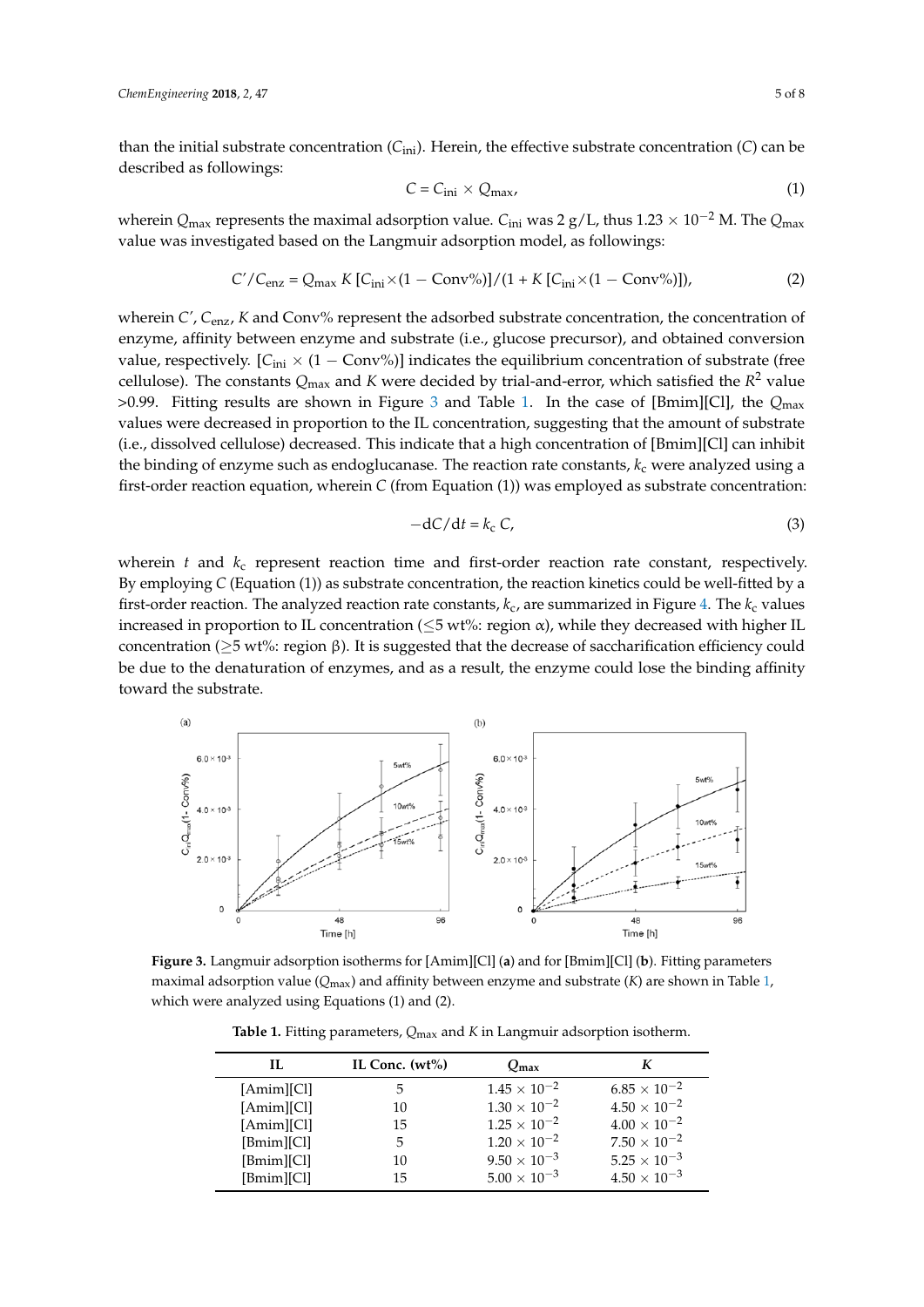than the initial substrate concentration ($C_{ini}$). Herein, the effective substrate concentration ($C$) can be described as followings:

$$C = C_{ini} \times Q_{max}, \tag{1}$$

wherein $Q_{max}$ represents the maximal adsorption value. $C_{ini}$ was 2 g/L, thus $1.23 \times 10^{-2}$ M. The $Q_{max}$ value was investigated based on the Langmuir adsorption model, as followings:

$$C'/C_{enz} = Q_{max}\ K\ [C_{ini} \times (1 - \text{Conv\%})]/(1 + K\ [C_{ini} \times (1 - \text{Conv\%})]), \tag{2}$$

wherein $C'$, $C_{enz}$, $K$ and Conv% represent the adsorbed substrate concentration, the concentration of enzyme, affinity between enzyme and substrate (i.e., glucose precursor), and obtained conversion value, respectively. $[C_{ini} \times (1 - \text{Conv\%})]$ indicates the equilibrium concentration of substrate (free cellulose). The constants $Q_{max}$ and $K$ were decided by trial-and-error, which satisfied the $R^2$ value >0.99. Fitting results are shown in Figure 3 and Table 1. In the case of [Bmim][Cl], the $Q_{max}$ values were decreased in proportion to the IL concentration, suggesting that the amount of substrate (i.e., dissolved cellulose) decreased. This indicate that a high concentration of [Bmim][Cl] can inhibit the binding of enzyme such as endoglucanase. The reaction rate constants, $k_c$ were analyzed using a first-order reaction equation, wherein $C$ (from Equation (1)) was employed as substrate concentration:

$$-\mathrm{d}C/\mathrm{d}t = k_c\ C, \tag{3}$$

wherein $t$ and $k_c$ represent reaction time and first-order reaction rate constant, respectively. By employing $C$ (Equation (1)) as substrate concentration, the reaction kinetics could be well-fitted by a first-order reaction. The analyzed reaction rate constants, $k_c$, are summarized in Figure 4. The $k_c$ values increased in proportion to IL concentration (≤5 wt%: region α), while they decreased with higher IL concentration (≥5 wt%: region β). It is suggested that the decrease of saccharification efficiency could be due to the denaturation of enzymes, and as a result, the enzyme could lose the binding affinity toward the substrate.

**Figure 3.** Langmuir adsorption isotherms for [Amim][Cl] (**a**) and for [Bmim][Cl] (**b**). Fitting parameters maximal adsorption value ($Q_{max}$) and affinity between enzyme and substrate ($K$) are shown in Table 1, which were analyzed using Equations (1) and (2).

**Table 1.** Fitting parameters, $Q_{max}$ and $K$ in Langmuir adsorption isotherm.

| IL | IL Conc. (wt%) | $Q_{max}$ | $K$ |
|---|---|---|---|
| [Amim][Cl] | 5 | $1.45 \times 10^{-2}$ | $6.85 \times 10^{-2}$ |
| [Amim][Cl] | 10 | $1.30 \times 10^{-2}$ | $4.50 \times 10^{-2}$ |
| [Amim][Cl] | 15 | $1.25 \times 10^{-2}$ | $4.00 \times 10^{-2}$ |
| [Bmim][Cl] | 5 | $1.20 \times 10^{-2}$ | $7.50 \times 10^{-2}$ |
| [Bmim][Cl] | 10 | $9.50 \times 10^{-3}$ | $5.25 \times 10^{-3}$ |
| [Bmim][Cl] | 15 | $5.00 \times 10^{-3}$ | $4.50 \times 10^{-3}$ |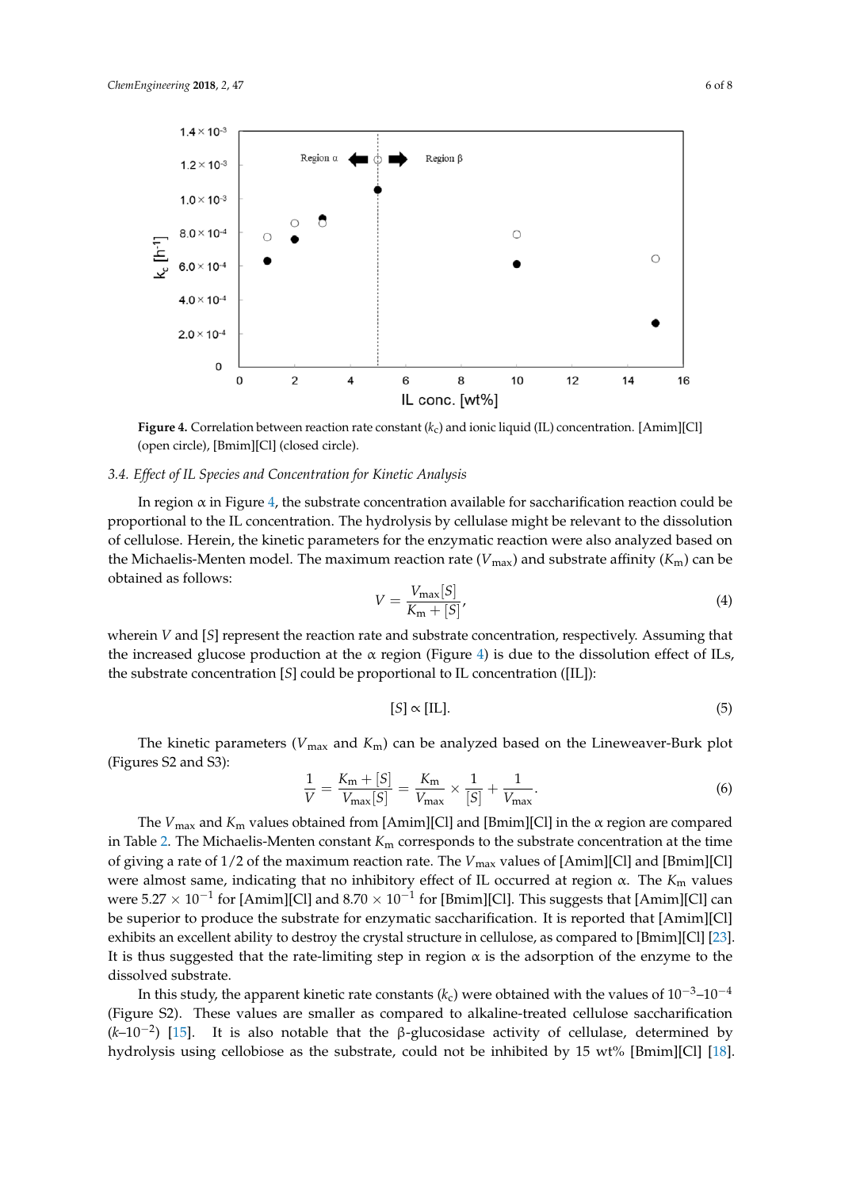**Figure 4.** Correlation between reaction rate constant ($k_c$) and ionic liquid (IL) concentration. [Amim][Cl] (open circle), [Bmim][Cl] (closed circle).

### 3.4. Effect of IL Species and Concentration for Kinetic Analysis

In region α in Figure 4, the substrate concentration available for saccharification reaction could be proportional to the IL concentration. The hydrolysis by cellulase might be relevant to the dissolution of cellulose. Herein, the kinetic parameters for the enzymatic reaction were also analyzed based on the Michaelis-Menten model. The maximum reaction rate ($V_{max}$) and substrate affinity ($K_m$) can be obtained as follows:

$$V = \frac{V_{max}[S]}{K_m + [S]}, \tag{4}$$

wherein $V$ and $[S]$ represent the reaction rate and substrate concentration, respectively. Assuming that the increased glucose production at the α region (Figure 4) is due to the dissolution effect of ILs, the substrate concentration $[S]$ could be proportional to IL concentration ([IL]):

$$[S] \propto [\mathrm{IL}]. \tag{5}$$

The kinetic parameters ($V_{max}$ and $K_m$) can be analyzed based on the Lineweaver-Burk plot (Figures S2 and S3):

$$\frac{1}{V} = \frac{K_m + [S]}{V_{max}[S]} = \frac{K_m}{V_{max}} \times \frac{1}{[S]} + \frac{1}{V_{max}}. \tag{6}$$

The $V_{max}$ and $K_m$ values obtained from [Amim][Cl] and [Bmim][Cl] in the α region are compared in Table 2. The Michaelis-Menten constant $K_m$ corresponds to the substrate concentration at the time of giving a rate of 1/2 of the maximum reaction rate. The $V_{max}$ values of [Amim][Cl] and [Bmim][Cl] were almost same, indicating that no inhibitory effect of IL occurred at region α. The $K_m$ values were $5.27 \times 10^{-1}$ for [Amim][Cl] and $8.70 \times 10^{-1}$ for [Bmim][Cl]. This suggests that [Amim][Cl] can be superior to produce the substrate for enzymatic saccharification. It is reported that [Amim][Cl] exhibits an excellent ability to destroy the crystal structure in cellulose, as compared to [Bmim][Cl] [23]. It is thus suggested that the rate-limiting step in region α is the adsorption of the enzyme to the dissolved substrate.

In this study, the apparent kinetic rate constants ($k_c$) were obtained with the values of $10^{-3}$–$10^{-4}$ (Figure S2). These values are smaller as compared to alkaline-treated cellulose saccharification ($k$–$10^{-2}$) [15]. It is also notable that the β-glucosidase activity of cellulase, determined by hydrolysis using cellobiose as the substrate, could not be inhibited by 15 wt% [Bmim][Cl] [18].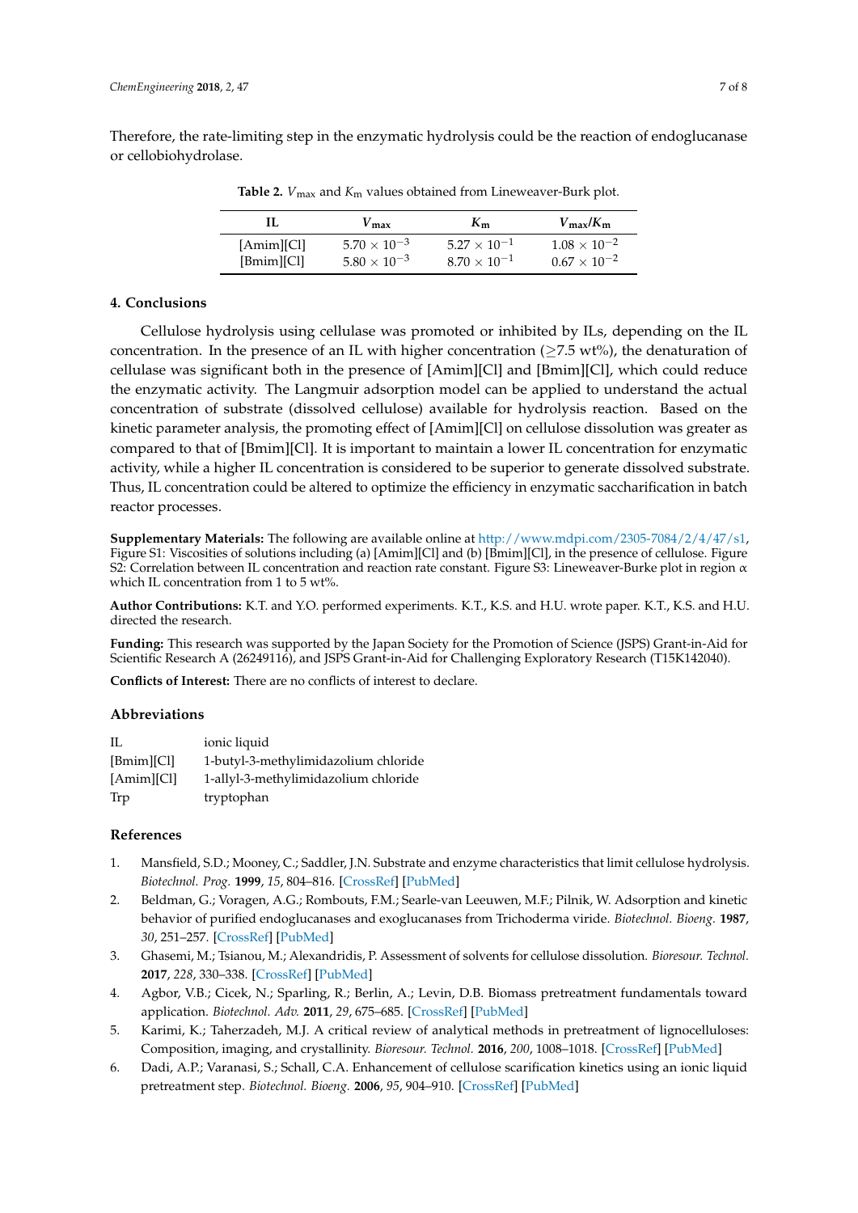Therefore, the rate-limiting step in the enzymatic hydrolysis could be the reaction of endoglucanase or cellobiohydrolase.

**Table 2.** $V_{max}$ and $K_m$ values obtained from Lineweaver-Burk plot.

| IL | $V_{max}$ | $K_m$ | $V_{max}/K_m$ |
|---|---|---|---|
| [Amim][Cl] | $5.70 \times 10^{-3}$ | $5.27 \times 10^{-1}$ | $1.08 \times 10^{-2}$ |
| [Bmim][Cl] | $5.80 \times 10^{-3}$ | $8.70 \times 10^{-1}$ | $0.67 \times 10^{-2}$ |

## 4. Conclusions

Cellulose hydrolysis using cellulase was promoted or inhibited by ILs, depending on the IL concentration. In the presence of an IL with higher concentration (≥7.5 wt%), the denaturation of cellulase was significant both in the presence of [Amim][Cl] and [Bmim][Cl], which could reduce the enzymatic activity. The Langmuir adsorption model can be applied to understand the actual concentration of substrate (dissolved cellulose) available for hydrolysis reaction. Based on the kinetic parameter analysis, the promoting effect of [Amim][Cl] on cellulose dissolution was greater as compared to that of [Bmim][Cl]. It is important to maintain a lower IL concentration for enzymatic activity, while a higher IL concentration is considered to be superior to generate dissolved substrate. Thus, IL concentration could be altered to optimize the efficiency in enzymatic saccharification in batch reactor processes.

**Supplementary Materials:** The following are available online at http://www.mdpi.com/2305-7084/2/4/47/s1, Figure S1: Viscosities of solutions including (a) [Amim][Cl] and (b) [Bmim][Cl], in the presence of cellulose. Figure S2: Correlation between IL concentration and reaction rate constant. Figure S3: Lineweaver-Burke plot in region $\alpha$ which IL concentration from 1 to 5 wt%.

**Author Contributions:** K.T. and Y.O. performed experiments. K.T., K.S. and H.U. wrote paper. K.T., K.S. and H.U. directed the research.

**Funding:** This research was supported by the Japan Society for the Promotion of Science (JSPS) Grant-in-Aid for Scientific Research A (26249116), and JSPS Grant-in-Aid for Challenging Exploratory Research (T15K142040).

**Conflicts of Interest:** There are no conflicts of interest to declare.

## Abbreviations

| | |
|---|---|
| IL | ionic liquid |
| [Bmim][Cl] | 1-butyl-3-methylimidazolium chloride |
| [Amim][Cl] | 1-allyl-3-methylimidazolium chloride |
| Trp | tryptophan |

## References

1. Mansfield, S.D.; Mooney, C.; Saddler, J.N. Substrate and enzyme characteristics that limit cellulose hydrolysis. *Biotechnol. Prog.* **1999**, *15*, 804–816. [CrossRef] [PubMed]
2. Beldman, G.; Voragen, A.G.; Rombouts, F.M.; Searle-van Leeuwen, M.F.; Pilnik, W. Adsorption and kinetic behavior of purified endoglucanases and exoglucanases from Trichoderma viride. *Biotechnol. Bioeng.* **1987**, *30*, 251–257. [CrossRef] [PubMed]
3. Ghasemi, M.; Tsianou, M.; Alexandridis, P. Assessment of solvents for cellulose dissolution. *Bioresour. Technol.* **2017**, *228*, 330–338. [CrossRef] [PubMed]
4. Agbor, V.B.; Cicek, N.; Sparling, R.; Berlin, A.; Levin, D.B. Biomass pretreatment fundamentals toward application. *Biotechnol. Adv.* **2011**, *29*, 675–685. [CrossRef] [PubMed]
5. Karimi, K.; Taherzadeh, M.J. A critical review of analytical methods in pretreatment of lignocelluloses: Composition, imaging, and crystallinity. *Bioresour. Technol.* **2016**, *200*, 1008–1018. [CrossRef] [PubMed]
6. Dadi, A.P.; Varanasi, S.; Schall, C.A. Enhancement of cellulose scarification kinetics using an ionic liquid pretreatment step. *Biotechnol. Bioeng.* **2006**, *95*, 904–910. [CrossRef] [PubMed]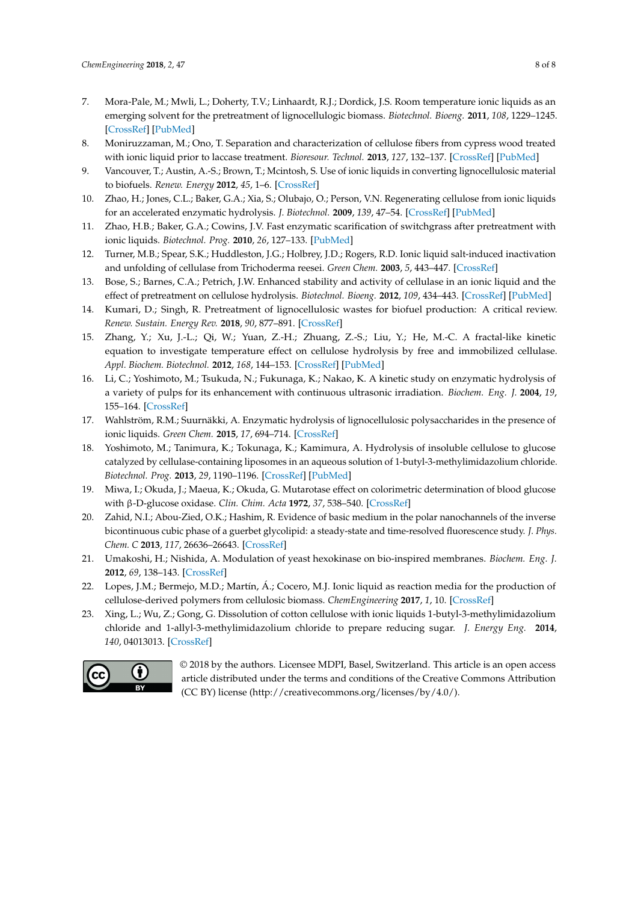7. Mora-Pale, M.; Mwli, L.; Doherty, T.V.; Linhaardt, R.J.; Dordick, J.S. Room temperature ionic liquids as an emerging solvent for the pretreatment of lignocellulogic biomass. *Biotechnol. Bioeng.* **2011**, *108*, 1229–1245. [CrossRef] [PubMed]
8. Moniruzzaman, M.; Ono, T. Separation and characterization of cellulose fibers from cypress wood treated with ionic liquid prior to laccase treatment. *Bioresour. Technol.* **2013**, *127*, 132–137. [CrossRef] [PubMed]
9. Vancouver, T.; Austin, A.-S.; Brown, T.; Mcintosh, S. Use of ionic liquids in converting lignocellulosic material to biofuels. *Renew. Energy* **2012**, *45*, 1–6. [CrossRef]
10. Zhao, H.; Jones, C.L.; Baker, G.A.; Xia, S.; Olubajo, O.; Person, V.N. Regenerating cellulose from ionic liquids for an accelerated enzymatic hydrolysis. *J. Biotechnol.* **2009**, *139*, 47–54. [CrossRef] [PubMed]
11. Zhao, H.B.; Baker, G.A.; Cowins, J.V. Fast enzymatic scarification of switchgrass after pretreatment with ionic liquids. *Biotechnol. Prog.* **2010**, *26*, 127–133. [PubMed]
12. Turner, M.B.; Spear, S.K.; Huddleston, J.G.; Holbrey, J.D.; Rogers, R.D. Ionic liquid salt-induced inactivation and unfolding of cellulase from Trichoderma reesei. *Green Chem.* **2003**, *5*, 443–447. [CrossRef]
13. Bose, S.; Barnes, C.A.; Petrich, J.W. Enhanced stability and activity of cellulase in an ionic liquid and the effect of pretreatment on cellulose hydrolysis. *Biotechnol. Bioeng.* **2012**, *109*, 434–443. [CrossRef] [PubMed]
14. Kumari, D.; Singh, R. Pretreatment of lignocellulosic wastes for biofuel production: A critical review. *Renew. Sustain. Energy Rev.* **2018**, *90*, 877–891. [CrossRef]
15. Zhang, Y.; Xu, J.-L.; Qi, W.; Yuan, Z.-H.; Zhuang, Z.-S.; Liu, Y.; He, M.-C. A fractal-like kinetic equation to investigate temperature effect on cellulose hydrolysis by free and immobilized cellulase. *Appl. Biochem. Biotechnol.* **2012**, *168*, 144–153. [CrossRef] [PubMed]
16. Li, C.; Yoshimoto, M.; Tsukuda, N.; Fukunaga, K.; Nakao, K. A kinetic study on enzymatic hydrolysis of a variety of pulps for its enhancement with continuous ultrasonic irradiation. *Biochem. Eng. J.* **2004**, *19*, 155–164. [CrossRef]
17. Wahlström, R.M.; Suurnäkki, A. Enzymatic hydrolysis of lignocellulosic polysaccharides in the presence of ionic liquids. *Green Chem.* **2015**, *17*, 694–714. [CrossRef]
18. Yoshimoto, M.; Tanimura, K.; Tokunaga, K.; Kamimura, A. Hydrolysis of insoluble cellulose to glucose catalyzed by cellulase-containing liposomes in an aqueous solution of 1-butyl-3-methylimidazolium chloride. *Biotechnol. Prog.* **2013**, *29*, 1190–1196. [CrossRef] [PubMed]
19. Miwa, I.; Okuda, J.; Maeua, K.; Okuda, G. Mutarotase effect on colorimetric determination of blood glucose with β-D-glucose oxidase. *Clin. Chim. Acta* **1972**, *37*, 538–540. [CrossRef]
20. Zahid, N.I.; Abou-Zied, O.K.; Hashim, R. Evidence of basic medium in the polar nanochannels of the inverse bicontinuous cubic phase of a guerbet glycolipid: a steady-state and time-resolved fluorescence study. *J. Phys. Chem. C* **2013**, *117*, 26636–26643. [CrossRef]
21. Umakoshi, H.; Nishida, A. Modulation of yeast hexokinase on bio-inspired membranes. *Biochem. Eng. J.* **2012**, *69*, 138–143. [CrossRef]
22. Lopes, J.M.; Bermejo, M.D.; Martín, Á.; Cocero, M.J. Ionic liquid as reaction media for the production of cellulose-derived polymers from cellulosic biomass. *ChemEngineering* **2017**, *1*, 10. [CrossRef]
23. Xing, L.; Wu, Z.; Gong, G. Dissolution of cotton cellulose with ionic liquids 1-butyl-3-methylimidazolium chloride and 1-allyl-3-methylimidazolium chloride to prepare reducing sugar. *J. Energy Eng.* **2014**, *140*, 04013017. [CrossRef]

© 2018 by the authors. Licensee MDPI, Basel, Switzerland. This article is an open access article distributed under the terms and conditions of the Creative Commons Attribution (CC BY) license (http://creativecommons.org/licenses/by/4.0/).